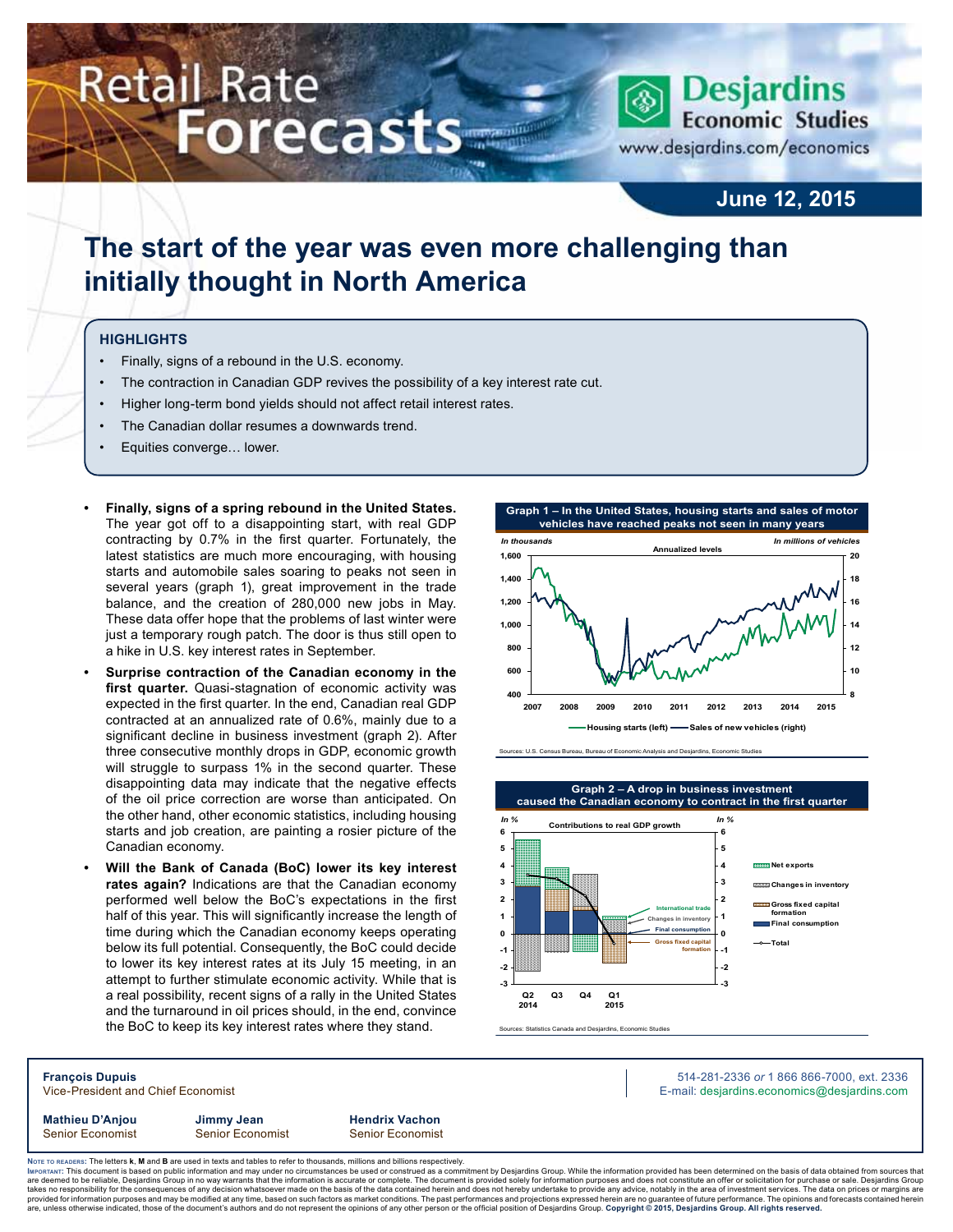# Retail Rate Forecasts

Desjardins Economic Studies
www.desjardins.com/economics

**June 12, 2015**

## The start of the year was even more challenging than initially thought in North America

### HIGHLIGHTS

- Finally, signs of a rebound in the U.S. economy.
- The contraction in Canadian GDP revives the possibility of a key interest rate cut.
- Higher long-term bond yields should not affect retail interest rates.
- The Canadian dollar resumes a downwards trend.
- Equities converge… lower.

- **Finally, signs of a spring rebound in the United States.** The year got off to a disappointing start, with real GDP contracting by 0.7% in the first quarter. Fortunately, the latest statistics are much more encouraging, with housing starts and automobile sales soaring to peaks not seen in several years (graph 1), great improvement in the trade balance, and the creation of 280,000 new jobs in May. These data offer hope that the problems of last winter were just a temporary rough patch. The door is thus still open to a hike in U.S. key interest rates in September.
- **Surprise contraction of the Canadian economy in the first quarter.** Quasi-stagnation of economic activity was expected in the first quarter. In the end, Canadian real GDP contracted at an annualized rate of 0.6%, mainly due to a significant decline in business investment (graph 2). After three consecutive monthly drops in GDP, economic growth will struggle to surpass 1% in the second quarter. These disappointing data may indicate that the negative effects of the oil price correction are worse than anticipated. On the other hand, other economic statistics, including housing starts and job creation, are painting a rosier picture of the Canadian economy.
- **Will the Bank of Canada (BoC) lower its key interest rates again?** Indications are that the Canadian economy performed well below the BoC's expectations in the first half of this year. This will significantly increase the length of time during which the Canadian economy keeps operating below its full potential. Consequently, the BoC could decide to lower its key interest rates at its July 15 meeting, in an attempt to further stimulate economic activity. While that is a real possibility, recent signs of a rally in the United States and the turnaround in oil prices should, in the end, convince the BoC to keep its key interest rates where they stand.

**Graph 1 – In the United States, housing starts and sales of motor vehicles have reached peaks not seen in many years**

Sources: U.S. Census Bureau, Bureau of Economic Analysis and Desjardins, Economic Studies

**Graph 2 – A drop in business investment caused the Canadian economy to contract in the first quarter**

Sources: Statistics Canada and Desjardins, Economic Studies

**François Dupuis**
Vice-President and Chief Economist

514-281-2336 *or* 1 866 866-7000, ext. 2336
E-mail: desjardins.economics@desjardins.com

| **Mathieu D'Anjou** | **Jimmy Jean** | **Hendrix Vachon** |
|---|---|---|
| Senior Economist | Senior Economist | Senior Economist |

Note to readers: The letters **k**, **M** and **B** are used in texts and tables to refer to thousands, millions and billions respectively.
Important: This document is based on public information and may under no circumstances be used or construed as a commitment by Desjardins Group. While the information provided has been determined on the basis of data obtained from sources that are deemed to be reliable, Desjardins Group in no way warrants that the information is accurate or complete. The document is provided solely for information purposes and does not constitute an offer or solicitation for purchase or sale. Desjardins Group takes no responsibility for the consequences of any decision whatsoever made on the basis of the data contained herein and does not hereby undertake to provide any advice, notably in the area of investment services. The data on prices or margins are provided for information purposes and may be modified at any time, based on such factors as market conditions. The past performances and projections expressed herein are no guarantee of future performance. The opinions and forecasts contained herein are, unless otherwise indicated, those of the document's authors and do not represent the opinions of any other person or the official position of Desjardins Group. **Copyright © 2015, Desjardins Group. All rights reserved.**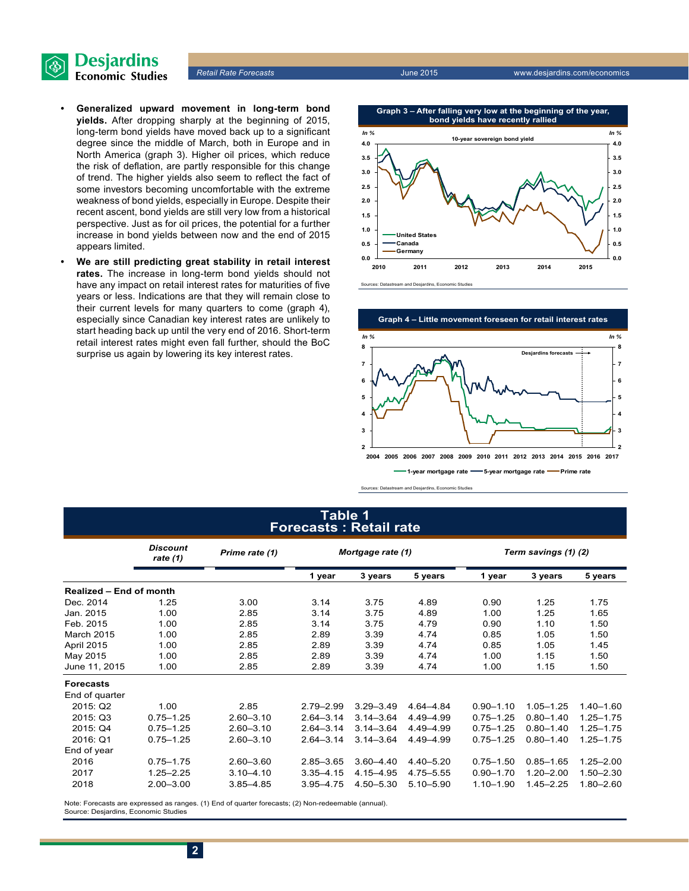- **Generalized upward movement in long-term bond yields.** After dropping sharply at the beginning of 2015, long-term bond yields have moved back up to a significant degree since the middle of March, both in Europe and in North America (graph 3). Higher oil prices, which reduce the risk of deflation, are partly responsible for this change of trend. The higher yields also seem to reflect the fact of some investors becoming uncomfortable with the extreme weakness of bond yields, especially in Europe. Despite their recent ascent, bond yields are still very low from a historical perspective. Just as for oil prices, the potential for a further increase in bond yields between now and the end of 2015 appears limited.
- **We are still predicting great stability in retail interest rates.** The increase in long-term bond yields should not have any impact on retail interest rates for maturities of five years or less. Indications are that they will remain close to their current levels for many quarters to come (graph 4), especially since Canadian key interest rates are unlikely to start heading back up until the very end of 2016. Short-term retail interest rates might even fall further, should the BoC surprise us again by lowering its key interest rates.

**Graph 3 – After falling very low at the beginning of the year, bond yields have recently rallied**

Sources: Datastream and Desjardins, Economic Studies

**Graph 4 – Little movement foreseen for retail interest rates**

Sources: Datastream and Desjardins, Economic Studies

## Table 1
## Forecasts : Retail rate

| | Discount rate (1) | Prime rate (1) | Mortgage rate (1) | | | Term savings (1) (2) | | |
|---|---|---|---|---|---|---|---|---|
| | | | 1 year | 3 years | 5 years | 1 year | 3 years | 5 years |
| **Realized – End of month** | | | | | | | | |
| Dec. 2014 | 1.25 | 3.00 | 3.14 | 3.75 | 4.89 | 0.90 | 1.25 | 1.75 |
| Jan. 2015 | 1.00 | 2.85 | 3.14 | 3.75 | 4.89 | 1.00 | 1.25 | 1.65 |
| Feb. 2015 | 1.00 | 2.85 | 3.14 | 3.75 | 4.79 | 0.90 | 1.10 | 1.50 |
| March 2015 | 1.00 | 2.85 | 2.89 | 3.39 | 4.74 | 0.85 | 1.05 | 1.50 |
| April 2015 | 1.00 | 2.85 | 2.89 | 3.39 | 4.74 | 0.85 | 1.05 | 1.45 |
| May 2015 | 1.00 | 2.85 | 2.89 | 3.39 | 4.74 | 1.00 | 1.15 | 1.50 |
| June 11, 2015 | 1.00 | 2.85 | 2.89 | 3.39 | 4.74 | 1.00 | 1.15 | 1.50 |
| **Forecasts** | | | | | | | | |
| End of quarter | | | | | | | | |
| 2015: Q2 | 1.00 | 2.85 | 2.79–2.99 | 3.29–3.49 | 4.64–4.84 | 0.90–1.10 | 1.05–1.25 | 1.40–1.60 |
| 2015: Q3 | 0.75–1.25 | 2.60–3.10 | 2.64–3.14 | 3.14–3.64 | 4.49–4.99 | 0.75–1.25 | 0.80–1.40 | 1.25–1.75 |
| 2015: Q4 | 0.75–1.25 | 2.60–3.10 | 2.64–3.14 | 3.14–3.64 | 4.49–4.99 | 0.75–1.25 | 0.80–1.40 | 1.25–1.75 |
| 2016: Q1 | 0.75–1.25 | 2.60–3.10 | 2.64–3.14 | 3.14–3.64 | 4.49–4.99 | 0.75–1.25 | 0.80–1.40 | 1.25–1.75 |
| End of year | | | | | | | | |
| 2016 | 0.75–1.75 | 2.60–3.60 | 2.85–3.65 | 3.60–4.40 | 4.40–5.20 | 0.75–1.50 | 0.85–1.65 | 1.25–2.00 |
| 2017 | 1.25–2.25 | 3.10–4.10 | 3.35–4.15 | 4.15–4.95 | 4.75–5.55 | 0.90–1.70 | 1.20–2.00 | 1.50–2.30 |
| 2018 | 2.00–3.00 | 3.85–4.85 | 3.95–4.75 | 4.50–5.30 | 5.10–5.90 | 1.10–1.90 | 1.45–2.25 | 1.80–2.60 |

Note: Forecasts are expressed as ranges. (1) End of quarter forecasts; (2) Non-redeemable (annual).
Source: Desjardins, Economic Studies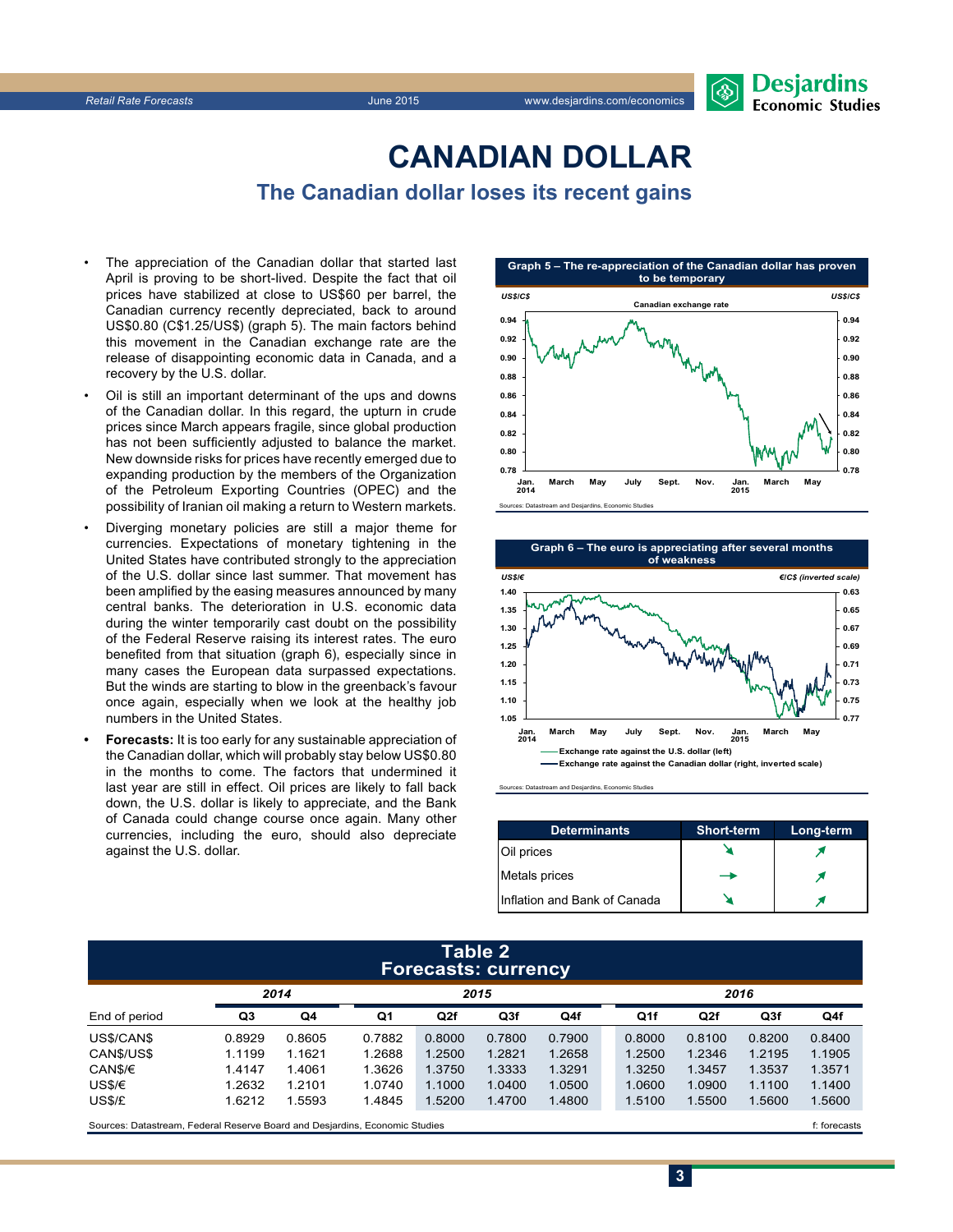# CANADIAN DOLLAR

## The Canadian dollar loses its recent gains

- The appreciation of the Canadian dollar that started last April is proving to be short-lived. Despite the fact that oil prices have stabilized at close to US$60 per barrel, the Canadian currency recently depreciated, back to around US$0.80 (C$1.25/US$) (graph 5). The main factors behind this movement in the Canadian exchange rate are the release of disappointing economic data in Canada, and a recovery by the U.S. dollar.
- Oil is still an important determinant of the ups and downs of the Canadian dollar. In this regard, the upturn in crude prices since March appears fragile, since global production has not been sufficiently adjusted to balance the market. New downside risks for prices have recently emerged due to expanding production by the members of the Organization of the Petroleum Exporting Countries (OPEC) and the possibility of Iranian oil making a return to Western markets.
- Diverging monetary policies are still a major theme for currencies. Expectations of monetary tightening in the United States have contributed strongly to the appreciation of the U.S. dollar since last summer. That movement has been amplified by the easing measures announced by many central banks. The deterioration in U.S. economic data during the winter temporarily cast doubt on the possibility of the Federal Reserve raising its interest rates. The euro benefited from that situation (graph 6), especially since in many cases the European data surpassed expectations. But the winds are starting to blow in the greenback's favour once again, especially when we look at the healthy job numbers in the United States.
- **Forecasts:** It is too early for any sustainable appreciation of the Canadian dollar, which will probably stay below US$0.80 in the months to come. The factors that undermined it last year are still in effect. Oil prices are likely to fall back down, the U.S. dollar is likely to appreciate, and the Bank of Canada could change course once again. Many other currencies, including the euro, should also depreciate against the U.S. dollar.

**Graph 5 – The re-appreciation of the Canadian dollar has proven to be temporary**

Sources: Datastream and Desjardins, Economic Studies

**Graph 6 – The euro is appreciating after several months of weakness**

Sources: Datastream and Desjardins, Economic Studies

| Determinants | Short-term | Long-term |
|---|---|---|
| Oil prices | ↘ | ↗ |
| Metals prices | → | ↗ |
| Inflation and Bank of Canada | ↘ | ↗ |

**Table 2**
**Forecasts: currency**

| End of period | 2014 Q3 | 2014 Q4 | 2015 Q1 | 2015 Q2f | 2015 Q3f | 2015 Q4f | 2016 Q1f | 2016 Q2f | 2016 Q3f | 2016 Q4f |
|---|---|---|---|---|---|---|---|---|---|---|
| US$/CAN$ | 0.8929 | 0.8605 | 0.7882 | 0.8000 | 0.7800 | 0.7900 | 0.8000 | 0.8100 | 0.8200 | 0.8400 |
| CAN$/US$ | 1.1199 | 1.1621 | 1.2688 | 1.2500 | 1.2821 | 1.2658 | 1.2500 | 1.2346 | 1.2195 | 1.1905 |
| CAN$/€ | 1.4147 | 1.4061 | 1.3626 | 1.3750 | 1.3333 | 1.3291 | 1.3250 | 1.3457 | 1.3537 | 1.3571 |
| US$/€ | 1.2632 | 1.2101 | 1.0740 | 1.1000 | 1.0400 | 1.0500 | 1.0600 | 1.0900 | 1.1100 | 1.1400 |
| US$/£ | 1.6212 | 1.5593 | 1.4845 | 1.5200 | 1.4700 | 1.4800 | 1.5100 | 1.5500 | 1.5600 | 1.5600 |

Sources: Datastream, Federal Reserve Board and Desjardins, Economic Studies — f: forecasts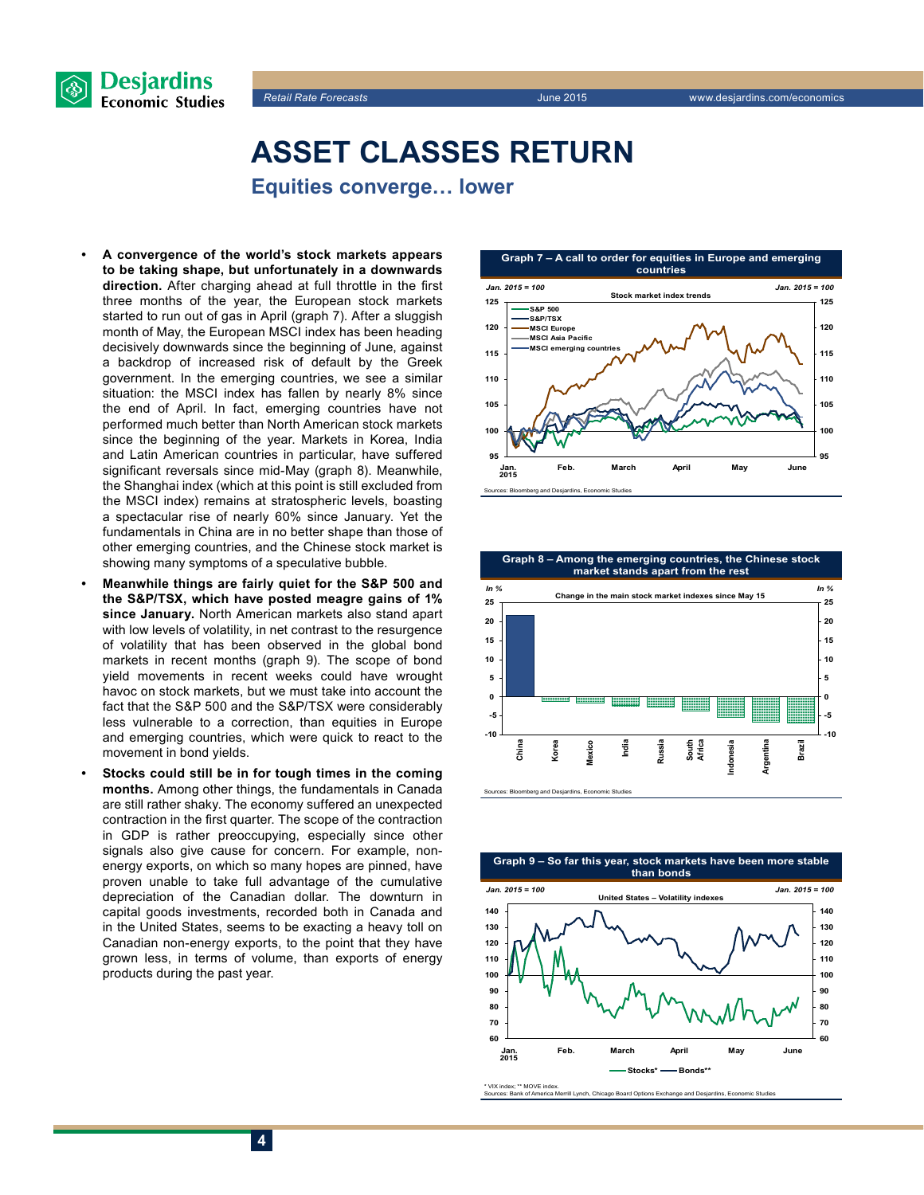# ASSET CLASSES RETURN

## Equities converge… lower

- **A convergence of the world's stock markets appears to be taking shape, but unfortunately in a downwards direction.** After charging ahead at full throttle in the first three months of the year, the European stock markets started to run out of gas in April (graph 7). After a sluggish month of May, the European MSCI index has been heading decisively downwards since the beginning of June, against a backdrop of increased risk of default by the Greek government. In the emerging countries, we see a similar situation: the MSCI index has fallen by nearly 8% since the end of April. In fact, emerging countries have not performed much better than North American stock markets since the beginning of the year. Markets in Korea, India and Latin American countries in particular, have suffered significant reversals since mid-May (graph 8). Meanwhile, the Shanghai index (which at this point is still excluded from the MSCI index) remains at stratospheric levels, boasting a spectacular rise of nearly 60% since January. Yet the fundamentals in China are in no better shape than those of other emerging countries, and the Chinese stock market is showing many symptoms of a speculative bubble.
- **Meanwhile things are fairly quiet for the S&P 500 and the S&P/TSX, which have posted meagre gains of 1% since January.** North American markets also stand apart with low levels of volatility, in net contrast to the resurgence of volatility that has been observed in the global bond markets in recent months (graph 9). The scope of bond yield movements in recent weeks could have wrought havoc on stock markets, but we must take into account the fact that the S&P 500 and the S&P/TSX were considerably less vulnerable to a correction, than equities in Europe and emerging countries, which were quick to react to the movement in bond yields.
- **Stocks could still be in for tough times in the coming months.** Among other things, the fundamentals in Canada are still rather shaky. The economy suffered an unexpected contraction in the first quarter. The scope of the contraction in GDP is rather preoccupying, especially since other signals also give cause for concern. For example, non-energy exports, on which so many hopes are pinned, have proven unable to take full advantage of the cumulative depreciation of the Canadian dollar. The downturn in capital goods investments, recorded both in Canada and in the United States, seems to be exacting a heavy toll on Canadian non-energy exports, to the point that they have grown less, in terms of volume, than exports of energy products during the past year.

**Graph 7 – A call to order for equities in Europe and emerging countries**

Stock market index trends (Jan. 2015 = 100): S&P 500, S&P/TSX, MSCI Europe, MSCI Asia Pacific, MSCI emerging countries

Sources: Bloomberg and Desjardins, Economic Studies

**Graph 8 – Among the emerging countries, the Chinese stock market stands apart from the rest**

Change in the main stock market indexes since May 15 (In %): China, Korea, Mexico, India, Russia, South Africa, Indonesia, Argentina, Brazil

Sources: Bloomberg and Desjardins, Economic Studies

**Graph 9 – So far this year, stock markets have been more stable than bonds**

United States – Volatility indexes (Jan. 2015 = 100): Stocks*, Bonds**

\* VIX index; \*\* MOVE index.
Sources: Bank of America Merrill Lynch, Chicago Board Options Exchange and Desjardins, Economic Studies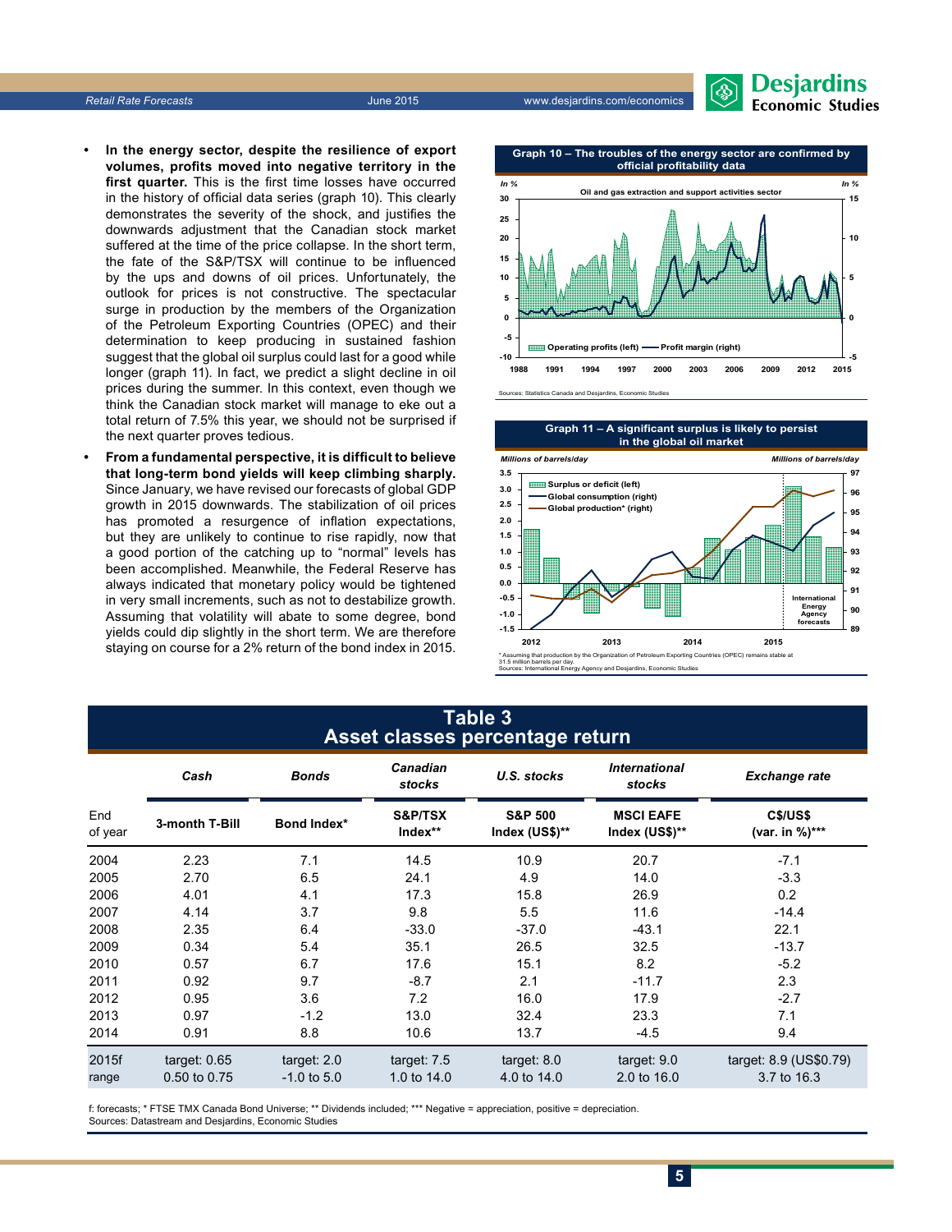- **In the energy sector, despite the resilience of export volumes, profits moved into negative territory in the first quarter.** This is the first time losses have occurred in the history of official data series (graph 10). This clearly demonstrates the severity of the shock, and justifies the downwards adjustment that the Canadian stock market suffered at the time of the price collapse. In the short term, the fate of the S&P/TSX will continue to be influenced by the ups and downs of oil prices. Unfortunately, the outlook for prices is not constructive. The spectacular surge in production by the members of the Organization of the Petroleum Exporting Countries (OPEC) and their determination to keep producing in sustained fashion suggest that the global oil surplus could last for a good while longer (graph 11). In fact, we predict a slight decline in oil prices during the summer. In this context, even though we think the Canadian stock market will manage to eke out a total return of 7.5% this year, we should not be surprised if the next quarter proves tedious.

- **From a fundamental perspective, it is difficult to believe that long-term bond yields will keep climbing sharply.** Since January, we have revised our forecasts of global GDP growth in 2015 downwards. The stabilization of oil prices has promoted a resurgence of inflation expectations, but they are unlikely to continue to rise rapidly, now that a good portion of the catching up to "normal" levels has been accomplished. Meanwhile, the Federal Reserve has always indicated that monetary policy would be tightened in very small increments, such as not to destabilize growth. Assuming that volatility will abate to some degree, bond yields could dip slightly in the short term. We are therefore staying on course for a 2% return of the bond index in 2015.

**Graph 10 – The troubles of the energy sector are confirmed by official profitability data**

In % | In %

Oil and gas extraction and support activities sector

30, 25, 20, 15, 10, 5, 0, -5, -10

15, 10, 5, 0, -5

1988, 1991, 1994, 1997, 2000, 2003, 2006, 2009, 2012, 2015

Operating profits (left) — Profit margin (right)

Sources: Statistics Canada and Desjardins, Economic Studies

**Graph 11 – A significant surplus is likely to persist in the global oil market**

Millions of barrels/day | Millions of barrels/day

3.5, 3.0, 2.5, 2.0, 1.5, 1.0, 0.5, 0.0, -0.5, -1.0, -1.5

97, 96, 95, 94, 93, 92, 91, 90, 89

2012, 2013, 2014, 2015

Surplus or deficit (left)

Global consumption (right)

Global production* (right)

International Energy Agency forecasts

* Assuming that production by the Organization of Petroleum Exporting Countries (OPEC) remains stable at 31.5 million barrels per day.

Sources: International Energy Agency and Desjardins, Economic Studies

## Table 3
## Asset classes percentage return

| | Cash | Bonds | Canadian stocks | U.S. stocks | International stocks | Exchange rate |
|---|---|---|---|---|---|---|
| End of year | 3-month T-Bill | Bond Index* | S&P/TSX Index** | S&P 500 Index (US$)** | MSCI EAFE Index (US$)** | C$/US$ (var. in %)*** |
| 2004 | 2.23 | 7.1 | 14.5 | 10.9 | 20.7 | -7.1 |
| 2005 | 2.70 | 6.5 | 24.1 | 4.9 | 14.0 | -3.3 |
| 2006 | 4.01 | 4.1 | 17.3 | 15.8 | 26.9 | 0.2 |
| 2007 | 4.14 | 3.7 | 9.8 | 5.5 | 11.6 | -14.4 |
| 2008 | 2.35 | 6.4 | -33.0 | -37.0 | -43.1 | 22.1 |
| 2009 | 0.34 | 5.4 | 35.1 | 26.5 | 32.5 | -13.7 |
| 2010 | 0.57 | 6.7 | 17.6 | 15.1 | 8.2 | -5.2 |
| 2011 | 0.92 | 9.7 | -8.7 | 2.1 | -11.7 | 2.3 |
| 2012 | 0.95 | 3.6 | 7.2 | 16.0 | 17.9 | -2.7 |
| 2013 | 0.97 | -1.2 | 13.0 | 32.4 | 23.3 | 7.1 |
| 2014 | 0.91 | 8.8 | 10.6 | 13.7 | -4.5 | 9.4 |
| 2015f | target: 0.65 | target: 2.0 | target: 7.5 | target: 8.0 | target: 9.0 | target: 8.9 (US$0.79) |
| range | 0.50 to 0.75 | -1.0 to 5.0 | 1.0 to 14.0 | 4.0 to 14.0 | 2.0 to 16.0 | 3.7 to 16.3 |

f: forecasts; * FTSE TMX Canada Bond Universe; ** Dividends included; *** Negative = appreciation, positive = depreciation.
Sources: Datastream and Desjardins, Economic Studies